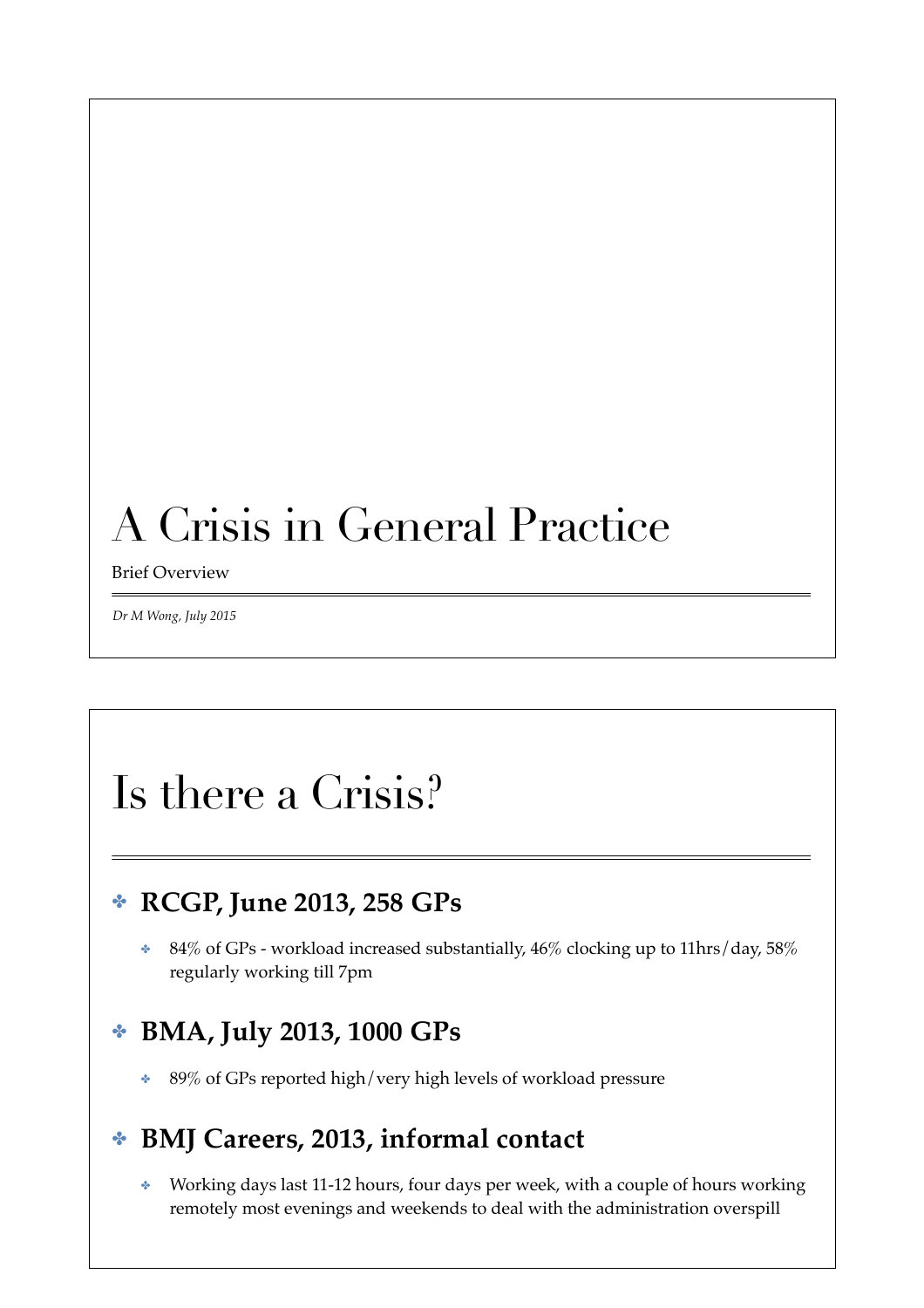# A Crisis in General Practice

Brief Overview

*Dr M Wong, July 2015*

# Is there a Crisis?

- **RCGP, June 2013, 258 GPs**
  - 84% of GPs - workload increased substantially, 46% clocking up to 11hrs/day, 58% regularly working till 7pm
- **BMA, July 2013, 1000 GPs**
  - 89% of GPs reported high/very high levels of workload pressure
- **BMJ Careers, 2013, informal contact**
  - Working days last 11-12 hours, four days per week, with a couple of hours working remotely most evenings and weekends to deal with the administration overspill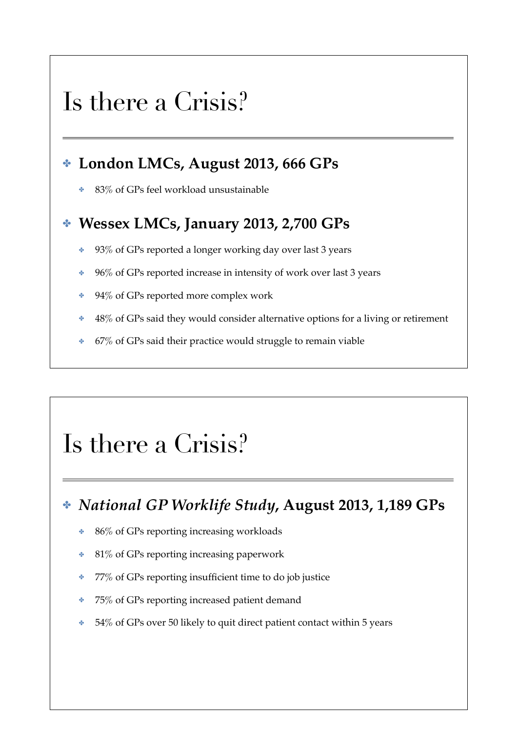# Is there a Crisis?

- **London LMCs, August 2013, 666 GPs**
  - 83% of GPs feel workload unsustainable
- **Wessex LMCs, January 2013, 2,700 GPs**
  - 93% of GPs reported a longer working day over last 3 years
  - 96% of GPs reported increase in intensity of work over last 3 years
  - 94% of GPs reported more complex work
  - 48% of GPs said they would consider alternative options for a living or retirement
  - 67% of GPs said their practice would struggle to remain viable

# Is there a Crisis?

- ***National GP Worklife Study*, August 2013, 1,189 GPs**
  - 86% of GPs reporting increasing workloads
  - 81% of GPs reporting increasing paperwork
  - 77% of GPs reporting insufficient time to do job justice
  - 75% of GPs reporting increased patient demand
  - 54% of GPs over 50 likely to quit direct patient contact within 5 years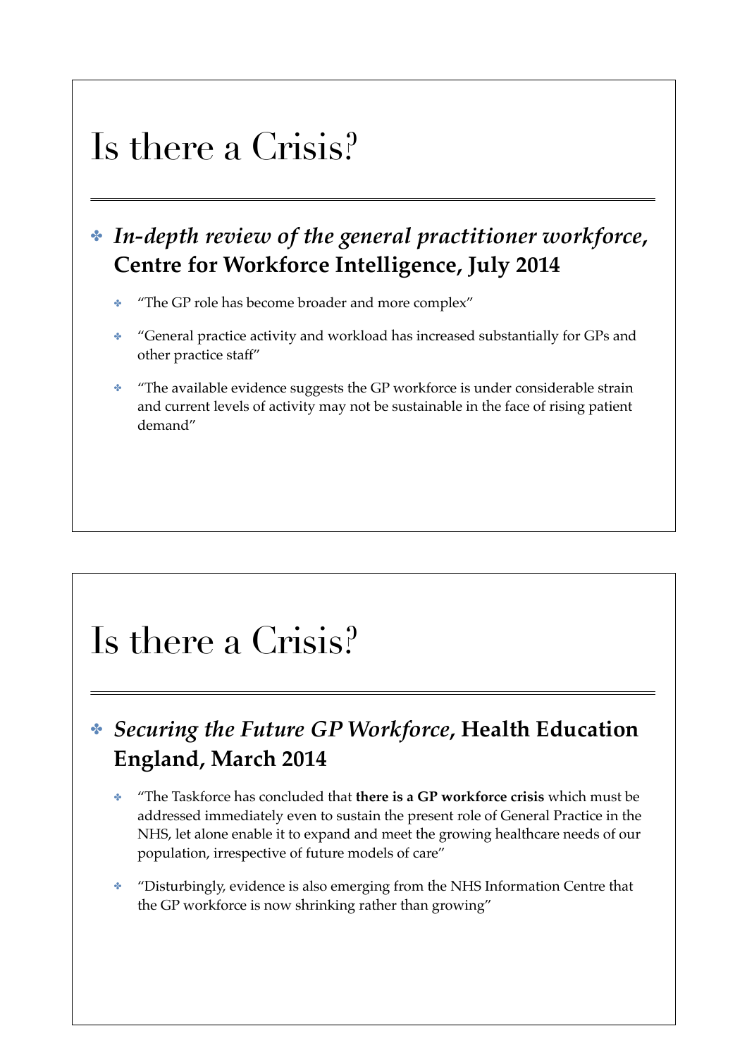# Is there a Crisis?

- ***In-depth review of the general practitioner workforce*, Centre for Workforce Intelligence, July 2014**
  - "The GP role has become broader and more complex"
  - "General practice activity and workload has increased substantially for GPs and other practice staff"
  - "The available evidence suggests the GP workforce is under considerable strain and current levels of activity may not be sustainable in the face of rising patient demand"

# Is there a Crisis?

- ***Securing the Future GP Workforce*, Health Education England, March 2014**
  - "The Taskforce has concluded that **there is a GP workforce crisis** which must be addressed immediately even to sustain the present role of General Practice in the NHS, let alone enable it to expand and meet the growing healthcare needs of our population, irrespective of future models of care"
  - "Disturbingly, evidence is also emerging from the NHS Information Centre that the GP workforce is now shrinking rather than growing"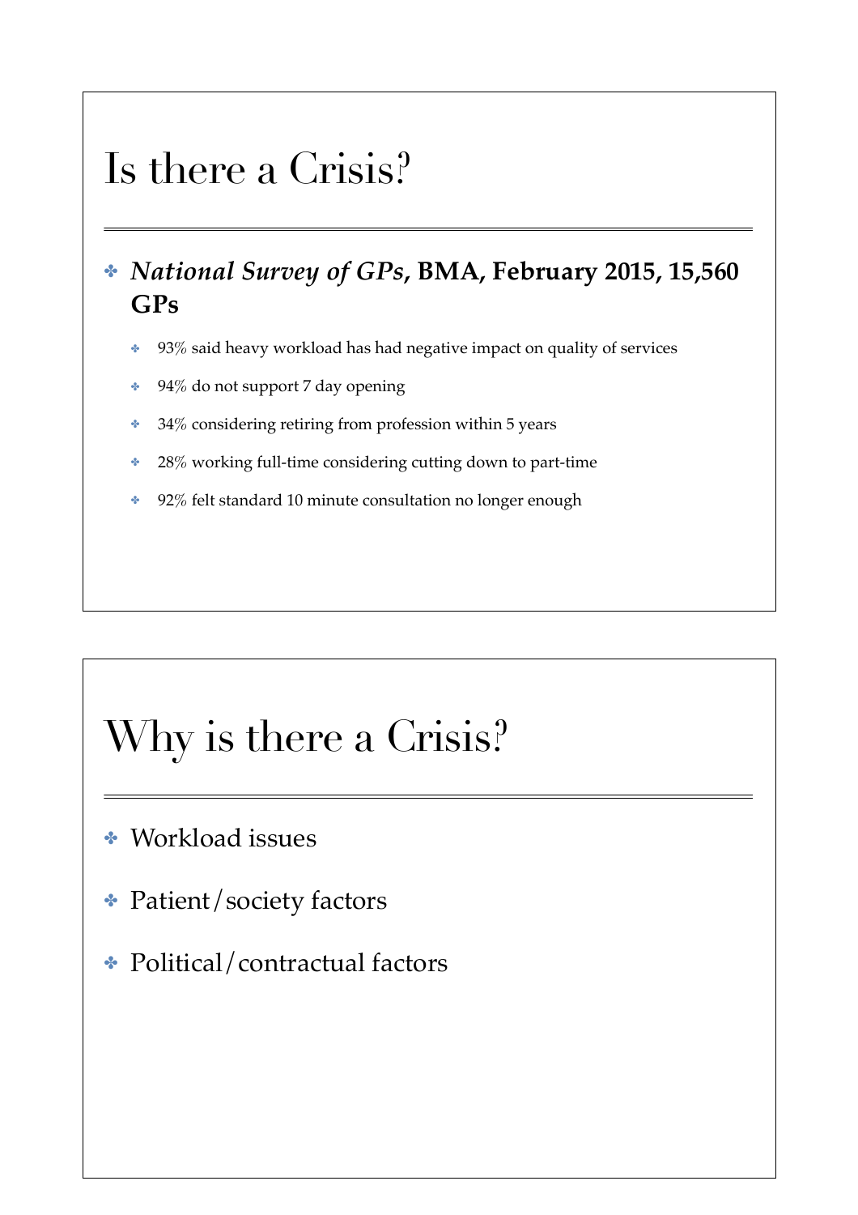# Is there a Crisis?

- ***National Survey of GPs*, BMA, February 2015, 15,560 GPs**
  - 93% said heavy workload has had negative impact on quality of services
  - 94% do not support 7 day opening
  - 34% considering retiring from profession within 5 years
  - 28% working full-time considering cutting down to part-time
  - 92% felt standard 10 minute consultation no longer enough

# Why is there a Crisis?

- Workload issues
- Patient/society factors
- Political/contractual factors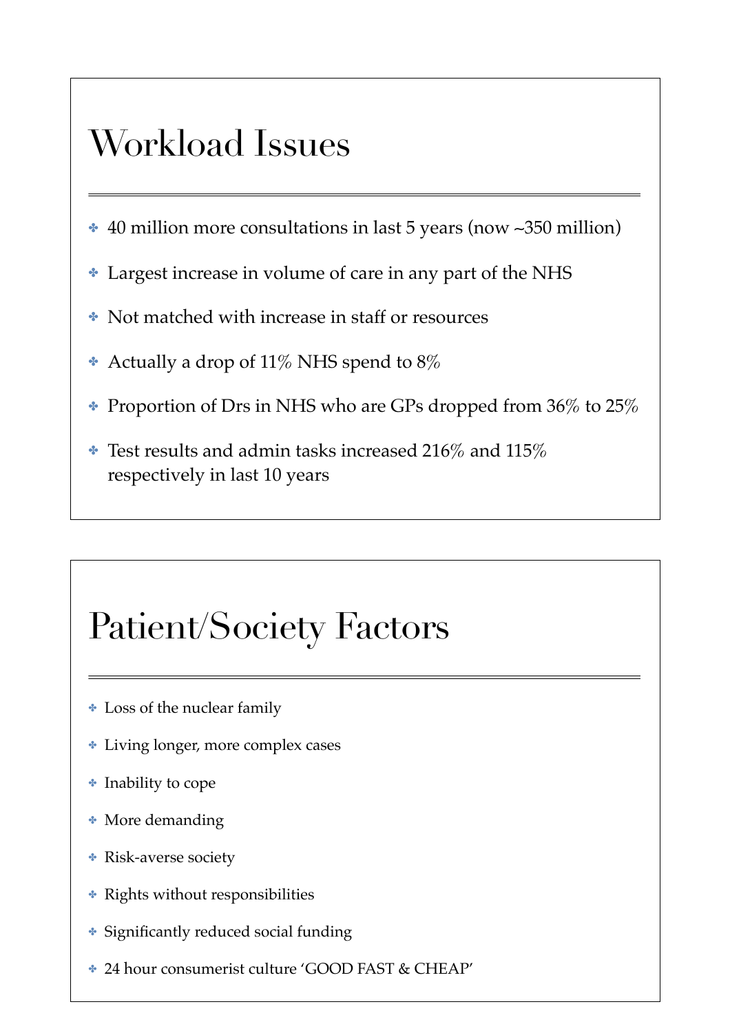## Workload Issues

- 40 million more consultations in last 5 years (now ~350 million)
- Largest increase in volume of care in any part of the NHS
- Not matched with increase in staff or resources
- Actually a drop of 11% NHS spend to 8%
- Proportion of Drs in NHS who are GPs dropped from 36% to 25%
- Test results and admin tasks increased 216% and 115% respectively in last 10 years

## Patient/Society Factors

- Loss of the nuclear family
- Living longer, more complex cases
- Inability to cope
- More demanding
- Risk-averse society
- Rights without responsibilities
- Significantly reduced social funding
- 24 hour consumerist culture 'GOOD FAST & CHEAP'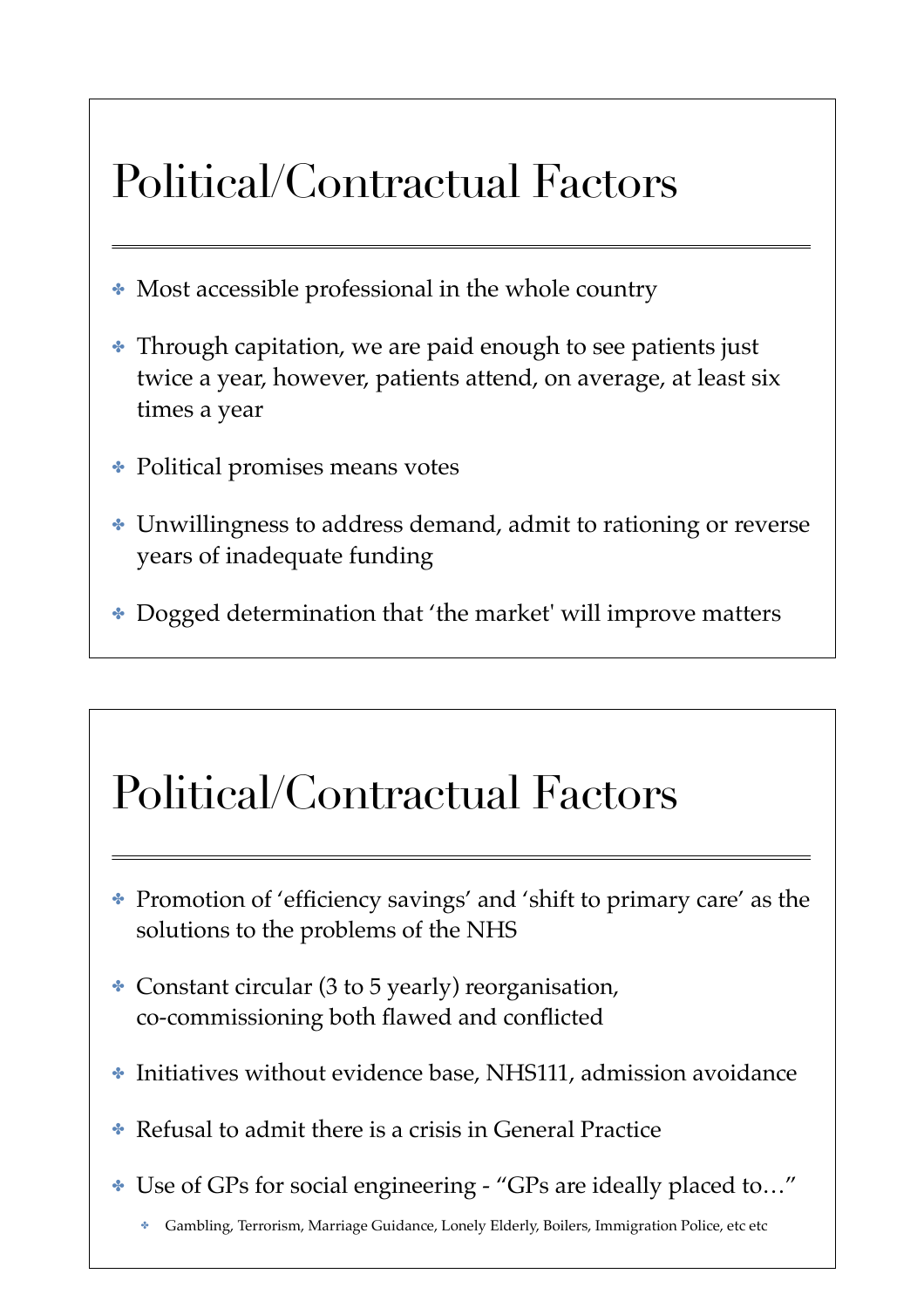# Political/Contractual Factors

- Most accessible professional in the whole country
- Through capitation, we are paid enough to see patients just twice a year, however, patients attend, on average, at least six times a year
- Political promises means votes
- Unwillingness to address demand, admit to rationing or reverse years of inadequate funding
- Dogged determination that 'the market' will improve matters

# Political/Contractual Factors

- Promotion of 'efficiency savings' and 'shift to primary care' as the solutions to the problems of the NHS
- Constant circular (3 to 5 yearly) reorganisation, co-commissioning both flawed and conflicted
- Initiatives without evidence base, NHS111, admission avoidance
- Refusal to admit there is a crisis in General Practice
- Use of GPs for social engineering - "GPs are ideally placed to…"
  - Gambling, Terrorism, Marriage Guidance, Lonely Elderly, Boilers, Immigration Police, etc etc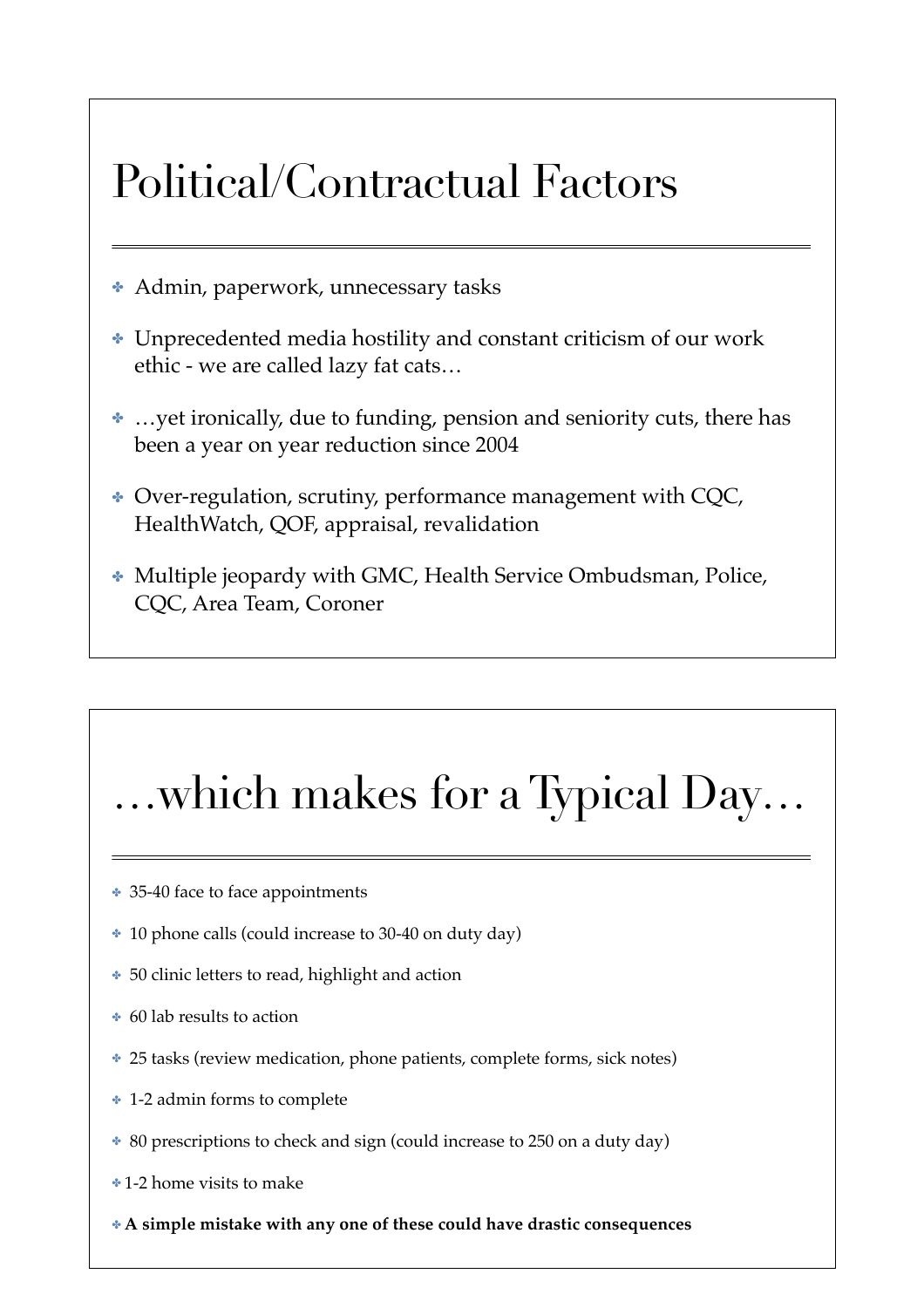# Political/Contractual Factors

- Admin, paperwork, unnecessary tasks
- Unprecedented media hostility and constant criticism of our work ethic - we are called lazy fat cats…
- …yet ironically, due to funding, pension and seniority cuts, there has been a year on year reduction since 2004
- Over-regulation, scrutiny, performance management with CQC, HealthWatch, QOF, appraisal, revalidation
- Multiple jeopardy with GMC, Health Service Ombudsman, Police, CQC, Area Team, Coroner

# …which makes for a Typical Day…

- 35-40 face to face appointments
- 10 phone calls (could increase to 30-40 on duty day)
- 50 clinic letters to read, highlight and action
- 60 lab results to action
- 25 tasks (review medication, phone patients, complete forms, sick notes)
- 1-2 admin forms to complete
- 80 prescriptions to check and sign (could increase to 250 on a duty day)
- 1-2 home visits to make
- **A simple mistake with any one of these could have drastic consequences**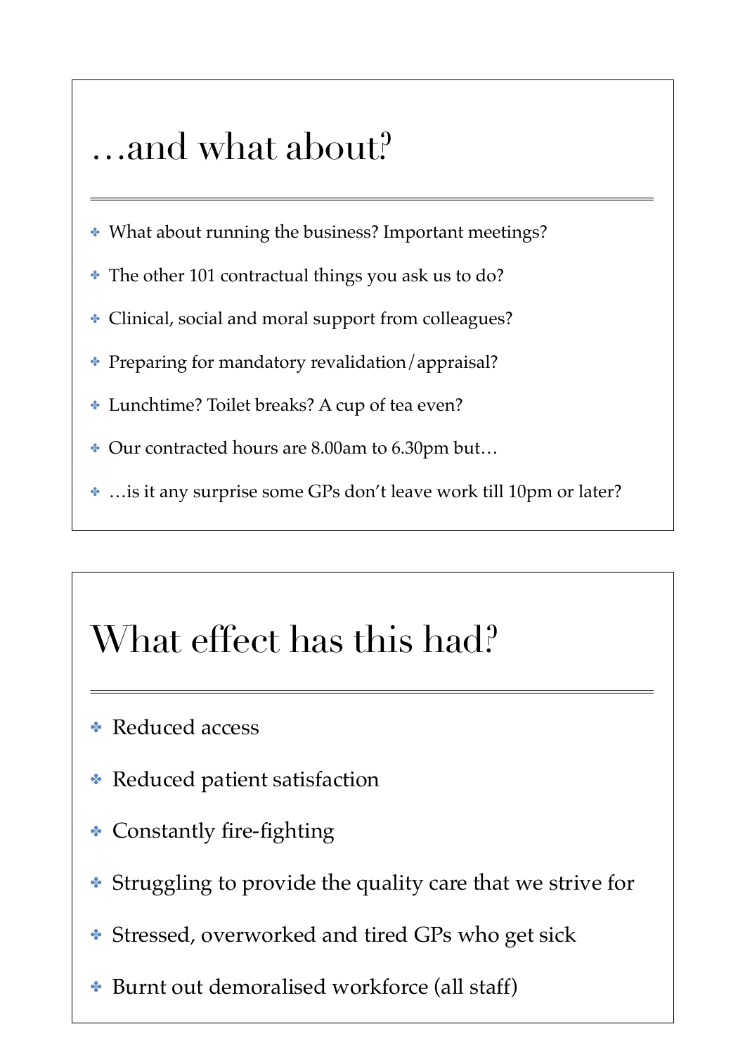## …and what about?

- What about running the business? Important meetings?
- The other 101 contractual things you ask us to do?
- Clinical, social and moral support from colleagues?
- Preparing for mandatory revalidation/appraisal?
- Lunchtime? Toilet breaks? A cup of tea even?
- Our contracted hours are 8.00am to 6.30pm but…
- …is it any surprise some GPs don't leave work till 10pm or later?

## What effect has this had?

- Reduced access
- Reduced patient satisfaction
- Constantly fire-fighting
- Struggling to provide the quality care that we strive for
- Stressed, overworked and tired GPs who get sick
- Burnt out demoralised workforce (all staff)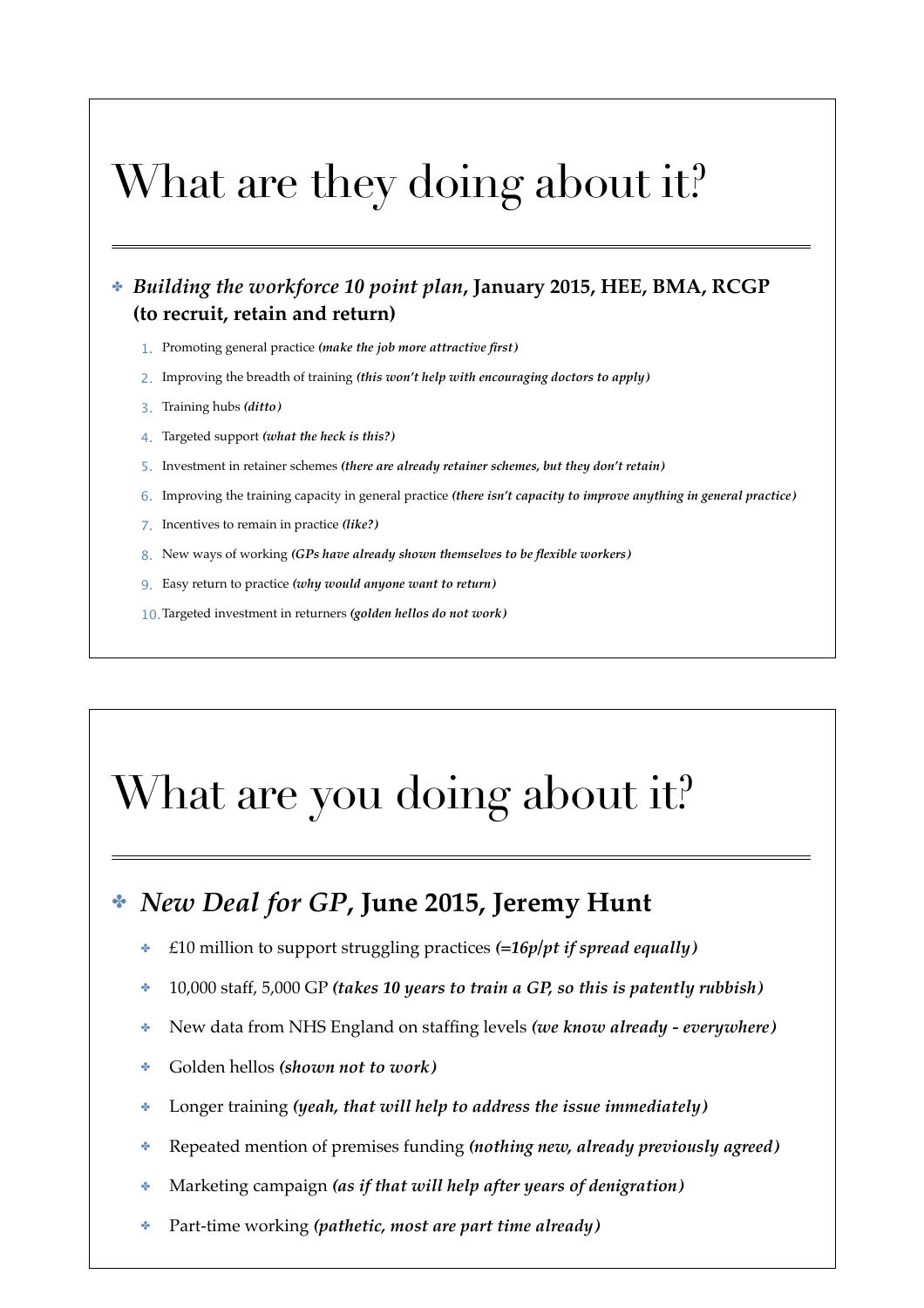# What are they doing about it?

- ***Building the workforce 10 point plan*, January 2015, HEE, BMA, RCGP (to recruit, retain and return)**
    1. Promoting general practice ***(make the job more attractive first)***
    2. Improving the breadth of training ***(this won't help with encouraging doctors to apply)***
    3. Training hubs ***(ditto)***
    4. Targeted support ***(what the heck is this?)***
    5. Investment in retainer schemes ***(there are already retainer schemes, but they don't retain)***
    6. Improving the training capacity in general practice ***(there isn't capacity to improve anything in general practice)***
    7. Incentives to remain in practice ***(like?)***
    8. New ways of working ***(GPs have already shown themselves to be flexible workers)***
    9. Easy return to practice ***(why would anyone want to return)***
    10. Targeted investment in returners ***(golden hellos do not work)***

# What are you doing about it?

- ***New Deal for GP*, June 2015, Jeremy Hunt**
    - £10 million to support struggling practices ***(=16p/pt if spread equally)***
    - 10,000 staff, 5,000 GP ***(takes 10 years to train a GP, so this is patently rubbish)***
    - New data from NHS England on staffing levels ***(we know already - everywhere)***
    - Golden hellos ***(shown not to work)***
    - Longer training ***(yeah, that will help to address the issue immediately)***
    - Repeated mention of premises funding ***(nothing new, already previously agreed)***
    - Marketing campaign ***(as if that will help after years of denigration)***
    - Part-time working ***(pathetic, most are part time already)***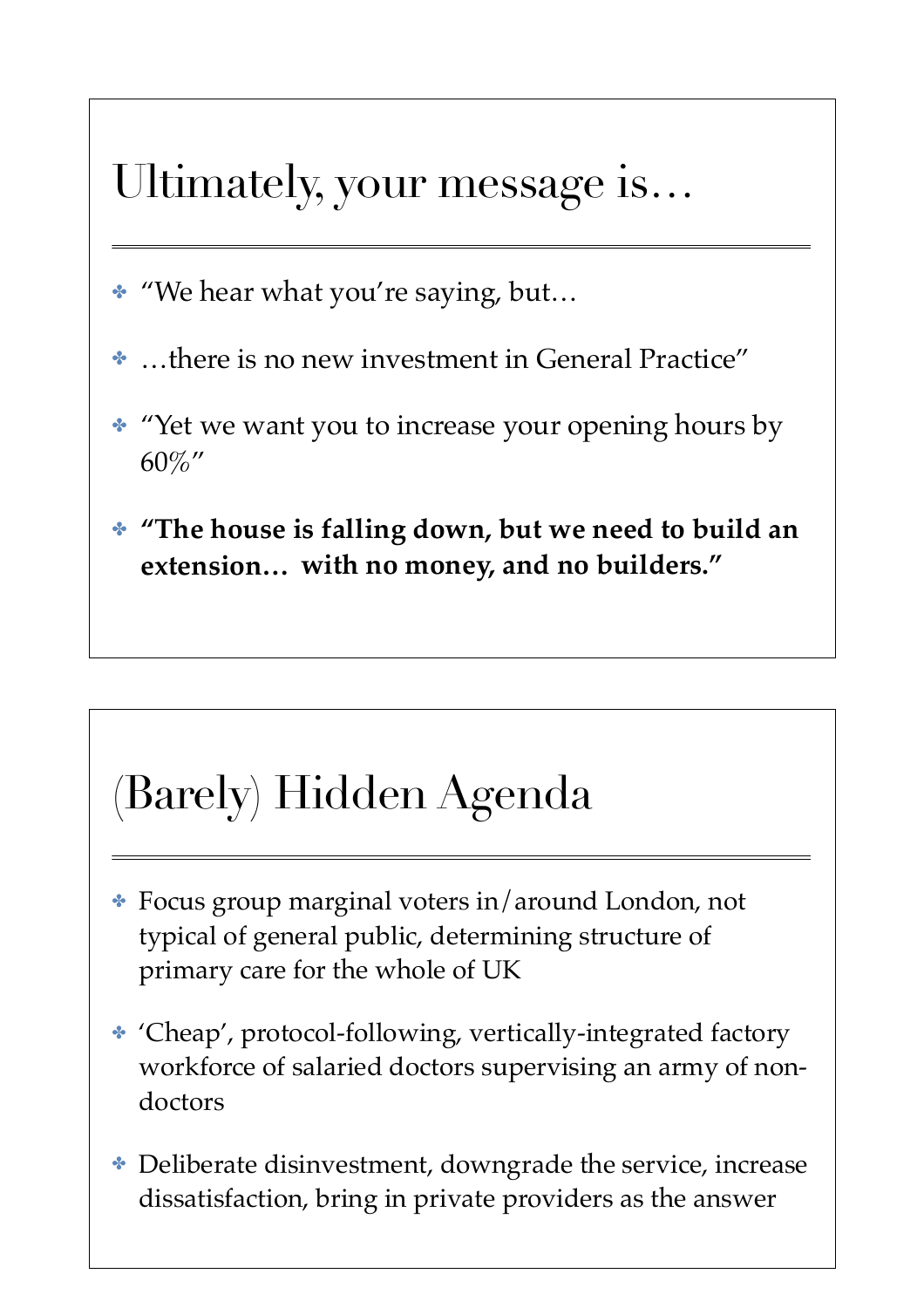## Ultimately, your message is…

- "We hear what you're saying, but…
- …there is no new investment in General Practice"
- "Yet we want you to increase your opening hours by 60%"
- **"The house is falling down, but we need to build an extension… with no money, and no builders."**

## (Barely) Hidden Agenda

- Focus group marginal voters in/around London, not typical of general public, determining structure of primary care for the whole of UK
- 'Cheap', protocol-following, vertically-integrated factory workforce of salaried doctors supervising an army of non-doctors
- Deliberate disinvestment, downgrade the service, increase dissatisfaction, bring in private providers as the answer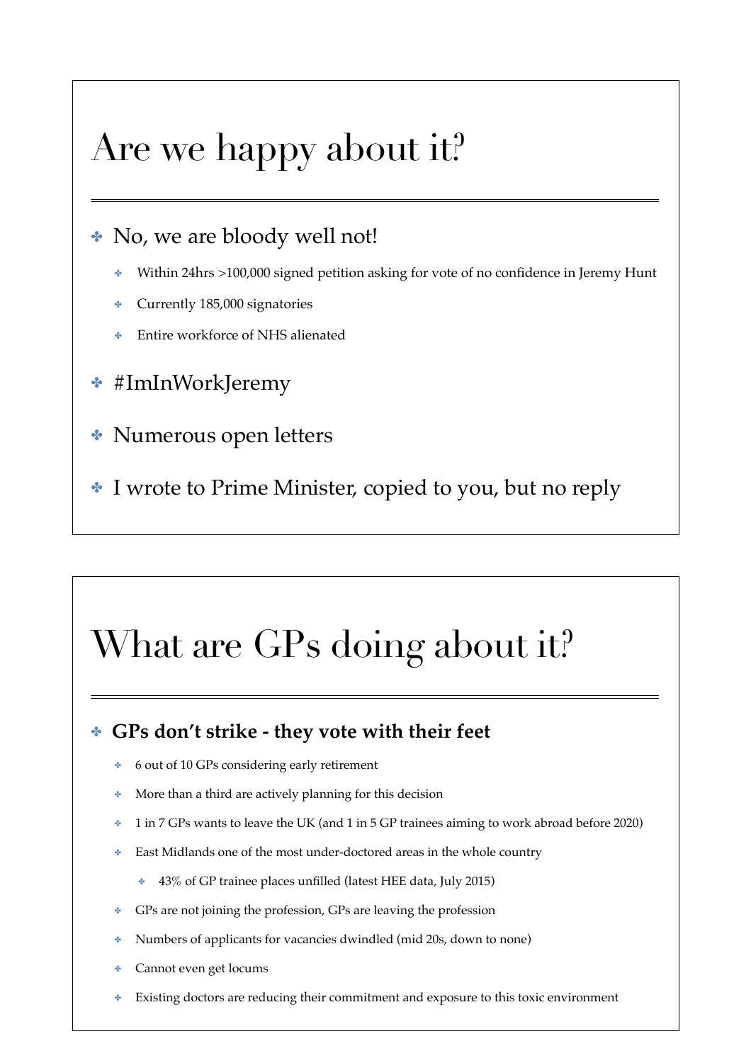# Are we happy about it?

- No, we are bloody well not!
  - Within 24hrs >100,000 signed petition asking for vote of no confidence in Jeremy Hunt
  - Currently 185,000 signatories
  - Entire workforce of NHS alienated
- #ImInWorkJeremy
- Numerous open letters
- I wrote to Prime Minister, copied to you, but no reply

# What are GPs doing about it?

- **GPs don't strike - they vote with their feet**
  - 6 out of 10 GPs considering early retirement
  - More than a third are actively planning for this decision
  - 1 in 7 GPs wants to leave the UK (and 1 in 5 GP trainees aiming to work abroad before 2020)
  - East Midlands one of the most under-doctored areas in the whole country
    - 43% of GP trainee places unfilled (latest HEE data, July 2015)
  - GPs are not joining the profession, GPs are leaving the profession
  - Numbers of applicants for vacancies dwindled (mid 20s, down to none)
  - Cannot even get locums
  - Existing doctors are reducing their commitment and exposure to this toxic environment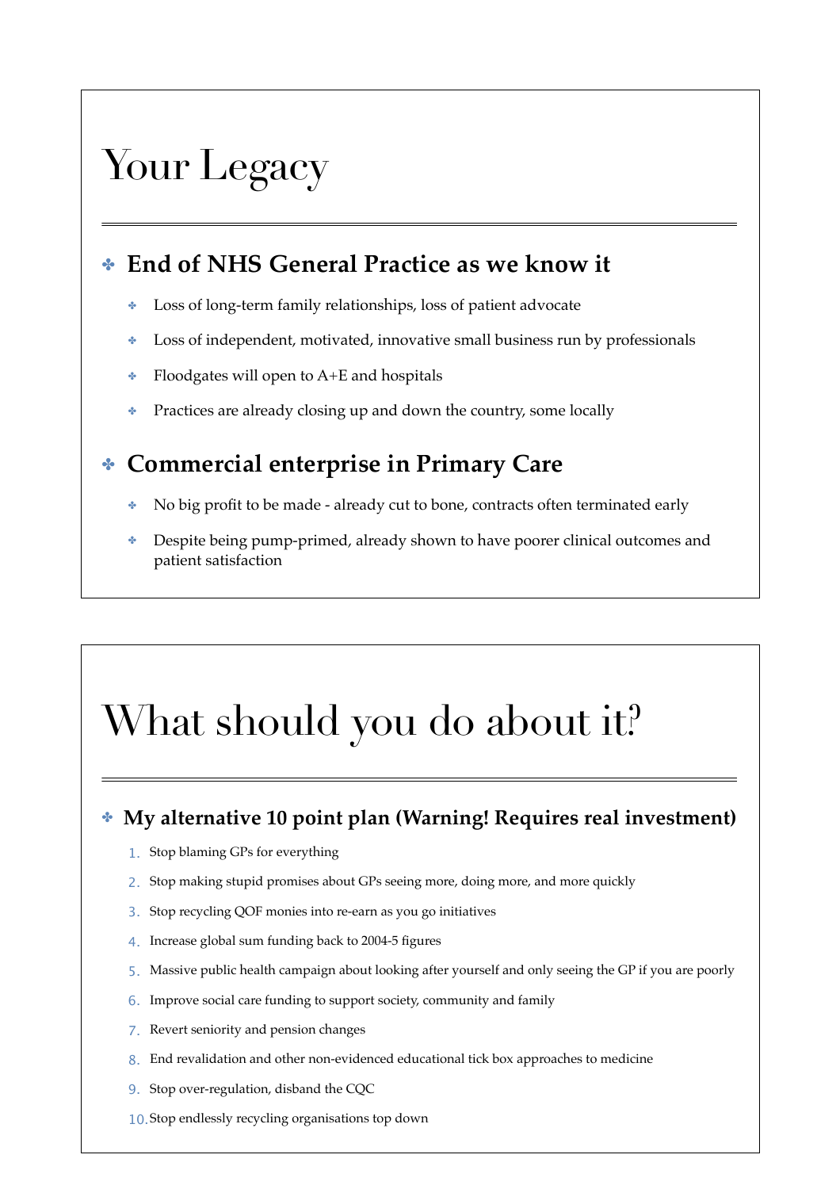# Your Legacy

- **End of NHS General Practice as we know it**
  - Loss of long-term family relationships, loss of patient advocate
  - Loss of independent, motivated, innovative small business run by professionals
  - Floodgates will open to A+E and hospitals
  - Practices are already closing up and down the country, some locally
- **Commercial enterprise in Primary Care**
  - No big profit to be made - already cut to bone, contracts often terminated early
  - Despite being pump-primed, already shown to have poorer clinical outcomes and patient satisfaction

# What should you do about it?

- **My alternative 10 point plan (Warning! Requires real investment)**
  1. Stop blaming GPs for everything
  2. Stop making stupid promises about GPs seeing more, doing more, and more quickly
  3. Stop recycling QOF monies into re-earn as you go initiatives
  4. Increase global sum funding back to 2004-5 figures
  5. Massive public health campaign about looking after yourself and only seeing the GP if you are poorly
  6. Improve social care funding to support society, community and family
  7. Revert seniority and pension changes
  8. End revalidation and other non-evidenced educational tick box approaches to medicine
  9. Stop over-regulation, disband the CQC
  10. Stop endlessly recycling organisations top down